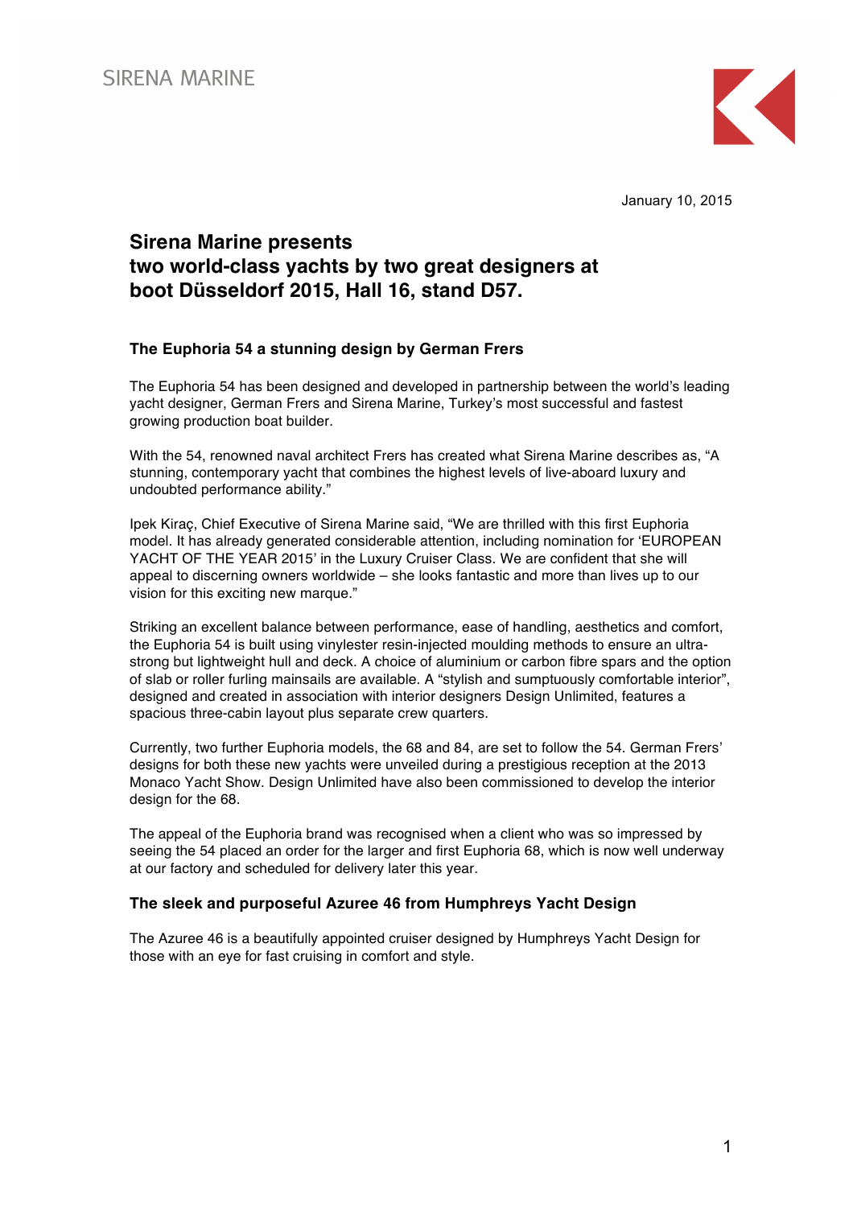SIRENA MARINE

January 10, 2015

# Sirena Marine presents two world-class yachts by two great designers at boot Düsseldorf 2015, Hall 16, stand D57.

## The Euphoria 54 a stunning design by German Frers

The Euphoria 54 has been designed and developed in partnership between the world's leading yacht designer, German Frers and Sirena Marine, Turkey's most successful and fastest growing production boat builder.

With the 54, renowned naval architect Frers has created what Sirena Marine describes as, "A stunning, contemporary yacht that combines the highest levels of live-aboard luxury and undoubted performance ability."

Ipek Kiraç, Chief Executive of Sirena Marine said, "We are thrilled with this first Euphoria model. It has already generated considerable attention, including nomination for 'EUROPEAN YACHT OF THE YEAR 2015' in the Luxury Cruiser Class. We are confident that she will appeal to discerning owners worldwide – she looks fantastic and more than lives up to our vision for this exciting new marque."

Striking an excellent balance between performance, ease of handling, aesthetics and comfort, the Euphoria 54 is built using vinylester resin-injected moulding methods to ensure an ultra-strong but lightweight hull and deck. A choice of aluminium or carbon fibre spars and the option of slab or roller furling mainsails are available. A "stylish and sumptuously comfortable interior", designed and created in association with interior designers Design Unlimited, features a spacious three-cabin layout plus separate crew quarters.

Currently, two further Euphoria models, the 68 and 84, are set to follow the 54. German Frers' designs for both these new yachts were unveiled during a prestigious reception at the 2013 Monaco Yacht Show. Design Unlimited have also been commissioned to develop the interior design for the 68.

The appeal of the Euphoria brand was recognised when a client who was so impressed by seeing the 54 placed an order for the larger and first Euphoria 68, which is now well underway at our factory and scheduled for delivery later this year.

## The sleek and purposeful Azuree 46 from Humphreys Yacht Design

The Azuree 46 is a beautifully appointed cruiser designed by Humphreys Yacht Design for those with an eye for fast cruising in comfort and style.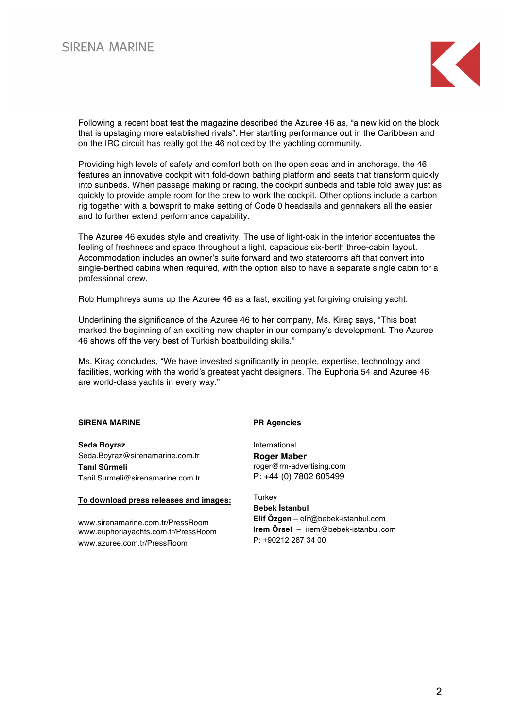Following a recent boat test the magazine described the Azuree 46 as, "a new kid on the block that is upstaging more established rivals". Her startling performance out in the Caribbean and on the IRC circuit has really got the 46 noticed by the yachting community.

Providing high levels of safety and comfort both on the open seas and in anchorage, the 46 features an innovative cockpit with fold-down bathing platform and seats that transform quickly into sunbeds. When passage making or racing, the cockpit sunbeds and table fold away just as quickly to provide ample room for the crew to work the cockpit. Other options include a carbon rig together with a bowsprit to make setting of Code 0 headsails and gennakers all the easier and to further extend performance capability.

The Azuree 46 exudes style and creativity. The use of light-oak in the interior accentuates the feeling of freshness and space throughout a light, capacious six-berth three-cabin layout. Accommodation includes an owner's suite forward and two staterooms aft that convert into single-berthed cabins when required, with the option also to have a separate single cabin for a professional crew.

Rob Humphreys sums up the Azuree 46 as a fast, exciting yet forgiving cruising yacht.

Underlining the significance of the Azuree 46 to her company, Ms. Kiraç says, "This boat marked the beginning of an exciting new chapter in our company's development. The Azuree 46 shows off the very best of Turkish boatbuilding skills."

Ms. Kiraç concludes, "We have invested significantly in people, expertise, technology and facilities, working with the world's greatest yacht designers. The Euphoria 54 and Azuree 46 are world-class yachts in every way."

**SIRENA MARINE**

**Seda Boyraz**
Seda.Boyraz@sirenamarine.com.tr
**Tanıl Sürmeli**
Tanil.Surmeli@sirenamarine.com.tr

**To download press releases and images:**

www.sirenamarine.com.tr/PressRoom
www.euphoriayachts.com.tr/PressRoom
www.azuree.com.tr/PressRoom

**PR Agencies**

International
**Roger Maber**
roger@rm-advertising.com
P: +44 (0) 7802 605499

Turkey
**Bebek İstanbul**
**Elif Özgen** – elif@bebek-istanbul.com
**Irem Örsel** – irem@bebek-istanbul.com
P: +90212 287 34 00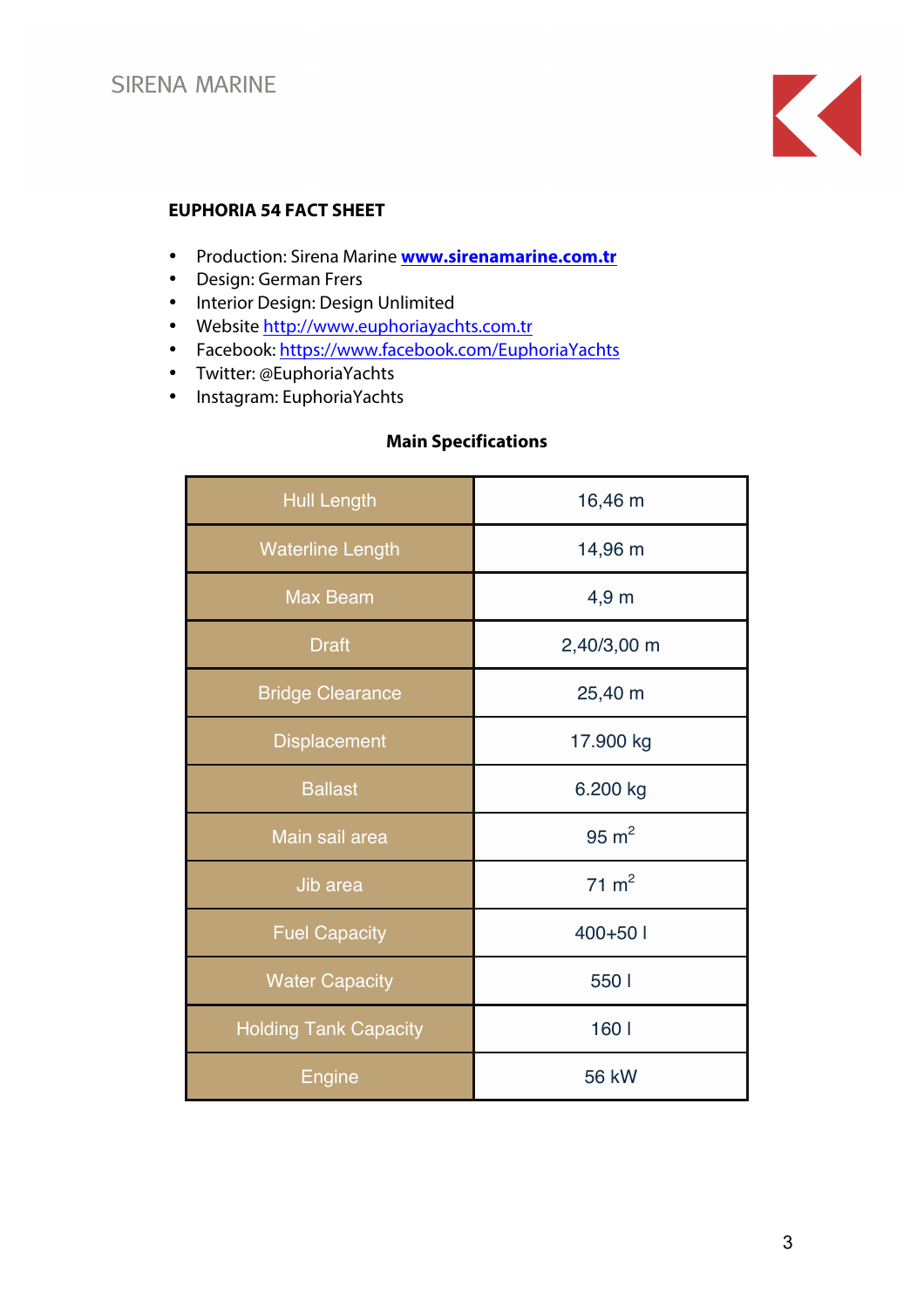SIRENA MARINE

## EUPHORIA 54 FACT SHEET

- Production: Sirena Marine **www.sirenamarine.com.tr**
- Design: German Frers
- Interior Design: Design Unlimited
- Website http://www.euphoriayachts.com.tr
- Facebook: https://www.facebook.com/EuphoriaYachts
- Twitter: @EuphoriaYachts
- Instagram: EuphoriaYachts

### Main Specifications

| | |
|---|---|
| Hull Length | 16,46 m |
| Waterline Length | 14,96 m |
| Max Beam | 4,9 m |
| Draft | 2,40/3,00 m |
| Bridge Clearance | 25,40 m |
| Displacement | 17.900 kg |
| Ballast | 6.200 kg |
| Main sail area | 95 $m^2$ |
| Jib area | 71 $m^2$ |
| Fuel Capacity | 400+50 l |
| Water Capacity | 550 l |
| Holding Tank Capacity | 160 l |
| Engine | 56 kW |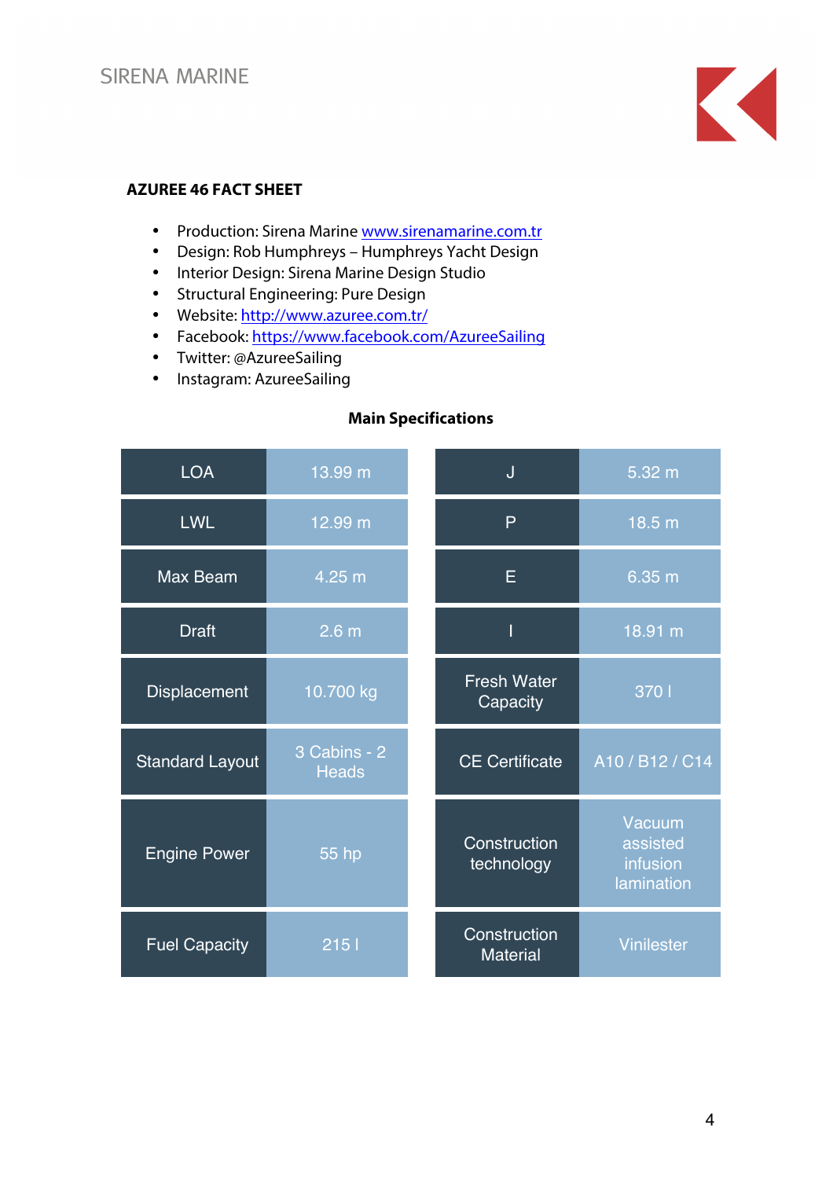**AZUREE 46 FACT SHEET**

- Production: Sirena Marine [www.sirenamarine.com.tr](http://www.sirenamarine.com.tr)
- Design: Rob Humphreys – Humphreys Yacht Design
- Interior Design: Sirena Marine Design Studio
- Structural Engineering: Pure Design
- Website: [http://www.azuree.com.tr/](http://www.azuree.com.tr/)
- Facebook: [https://www.facebook.com/AzureeSailing](https://www.facebook.com/AzureeSailing)
- Twitter: @AzureeSailing
- Instagram: AzureeSailing

**Main Specifications**

| | | | |
|---|---|---|---|
| LOA | 13.99 m | J | 5.32 m |
| LWL | 12.99 m | P | 18.5 m |
| Max Beam | 4.25 m | E | 6.35 m |
| Draft | 2.6 m | I | 18.91 m |
| Displacement | 10.700 kg | Fresh Water Capacity | 370 l |
| Standard Layout | 3 Cabins - 2 Heads | CE Certificate | A10 / B12 / C14 |
| Engine Power | 55 hp | Construction technology | Vacuum assisted infusion lamination |
| Fuel Capacity | 215 l | Construction Material | Vinilester |